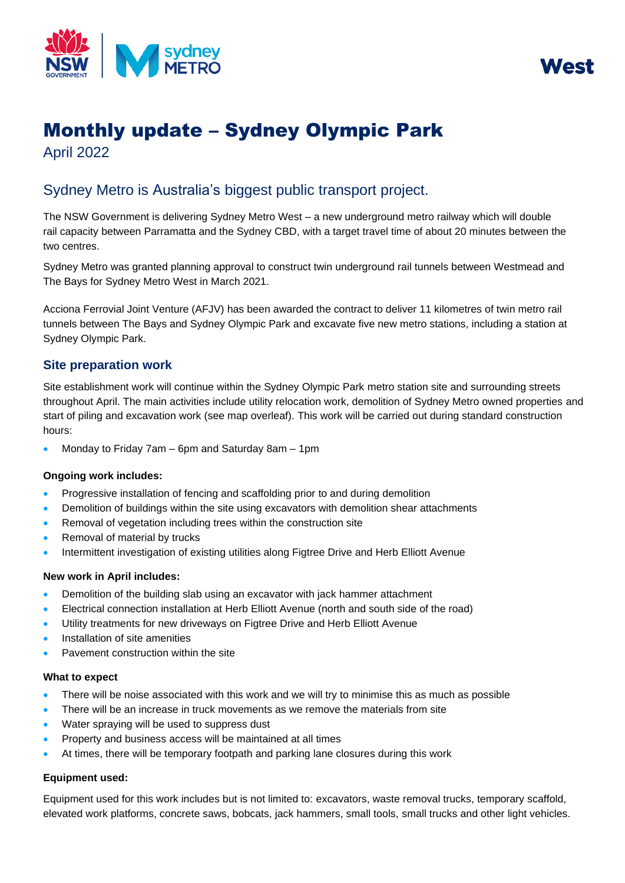West

# Monthly update – Sydney Olympic Park

April 2022

## Sydney Metro is Australia's biggest public transport project.

The NSW Government is delivering Sydney Metro West – a new underground metro railway which will double rail capacity between Parramatta and the Sydney CBD, with a target travel time of about 20 minutes between the two centres.

Sydney Metro was granted planning approval to construct twin underground rail tunnels between Westmead and The Bays for Sydney Metro West in March 2021.

Acciona Ferrovial Joint Venture (AFJV) has been awarded the contract to deliver 11 kilometres of twin metro rail tunnels between The Bays and Sydney Olympic Park and excavate five new metro stations, including a station at Sydney Olympic Park.

### Site preparation work

Site establishment work will continue within the Sydney Olympic Park metro station site and surrounding streets throughout April. The main activities include utility relocation work, demolition of Sydney Metro owned properties and start of piling and excavation work (see map overleaf). This work will be carried out during standard construction hours:

- Monday to Friday 7am – 6pm and Saturday 8am – 1pm

**Ongoing work includes:**

- Progressive installation of fencing and scaffolding prior to and during demolition
- Demolition of buildings within the site using excavators with demolition shear attachments
- Removal of vegetation including trees within the construction site
- Removal of material by trucks
- Intermittent investigation of existing utilities along Figtree Drive and Herb Elliott Avenue

**New work in April includes:**

- Demolition of the building slab using an excavator with jack hammer attachment
- Electrical connection installation at Herb Elliott Avenue (north and south side of the road)
- Utility treatments for new driveways on Figtree Drive and Herb Elliott Avenue
- Installation of site amenities
- Pavement construction within the site

**What to expect**

- There will be noise associated with this work and we will try to minimise this as much as possible
- There will be an increase in truck movements as we remove the materials from site
- Water spraying will be used to suppress dust
- Property and business access will be maintained at all times
- At times, there will be temporary footpath and parking lane closures during this work

**Equipment used:**

Equipment used for this work includes but is not limited to: excavators, waste removal trucks, temporary scaffold, elevated work platforms, concrete saws, bobcats, jack hammers, small tools, small trucks and other light vehicles.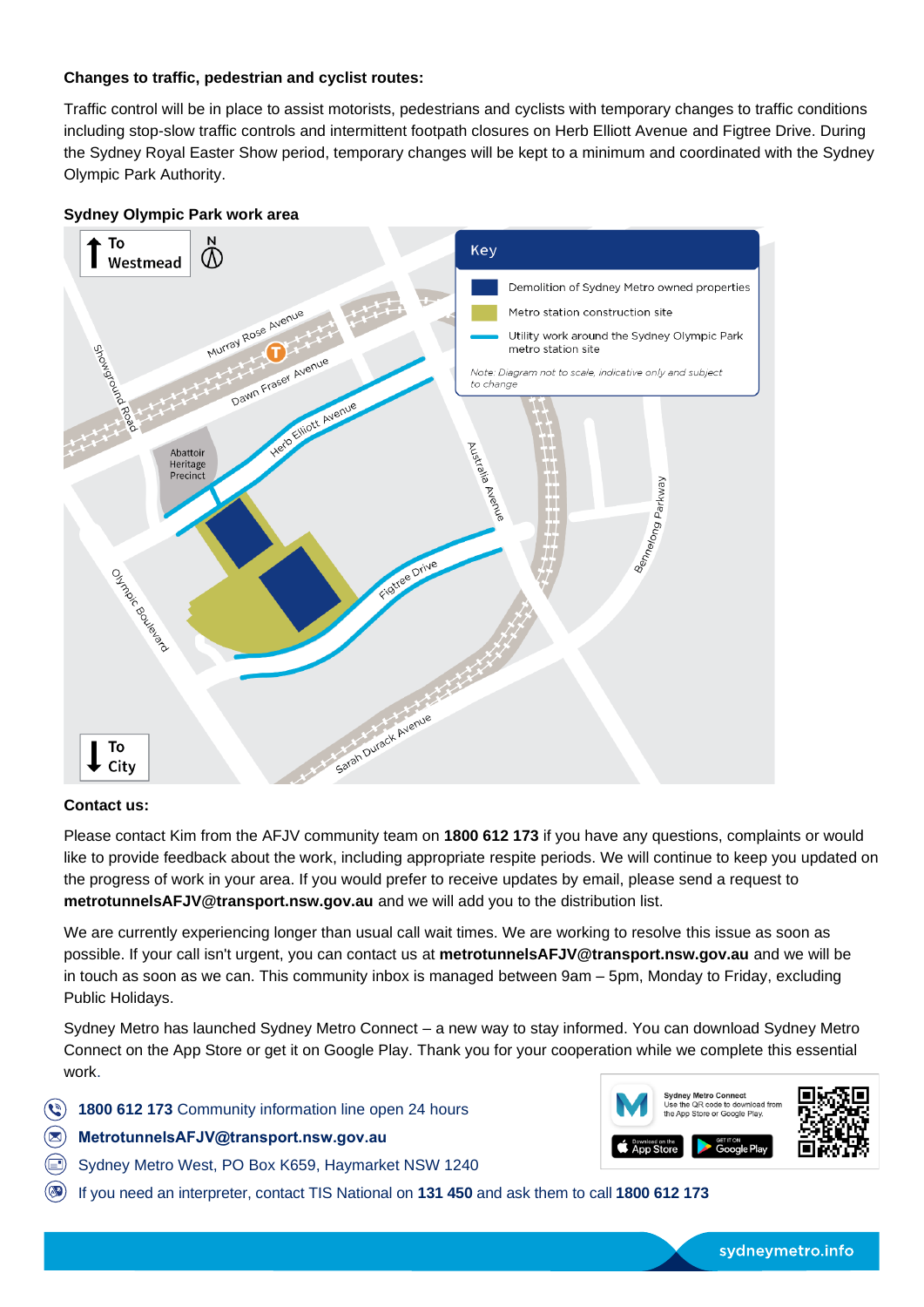**Changes to traffic, pedestrian and cyclist routes:**

Traffic control will be in place to assist motorists, pedestrians and cyclists with temporary changes to traffic conditions including stop-slow traffic controls and intermittent footpath closures on Herb Elliott Avenue and Figtree Drive. During the Sydney Royal Easter Show period, temporary changes will be kept to a minimum and coordinated with the Sydney Olympic Park Authority.

**Sydney Olympic Park work area**

To Westmead

N

Key

Demolition of Sydney Metro owned properties

Metro station construction site

Utility work around the Sydney Olympic Park metro station site

*Note: Diagram not to scale, indicative only and subject to change*

Murray Rose Avenue

Dawn Fraser Avenue

Showground Road

Herb Elliott Avenue

Abattoir Heritage Precinct

Australia Avenue

Bennelong Parkway

Figtree Drive

Olympic Boulevard

Sarah Durack Avenue

To City

**Contact us:**

Please contact Kim from the AFJV community team on **1800 612 173** if you have any questions, complaints or would like to provide feedback about the work, including appropriate respite periods. We will continue to keep you updated on the progress of work in your area. If you would prefer to receive updates by email, please send a request to **metrotunnelsAFJV@transport.nsw.gov.au** and we will add you to the distribution list.

We are currently experiencing longer than usual call wait times. We are working to resolve this issue as soon as possible. If your call isn't urgent, you can contact us at **metrotunnelsAFJV@transport.nsw.gov.au** and we will be in touch as soon as we can. This community inbox is managed between 9am – 5pm, Monday to Friday, excluding Public Holidays.

Sydney Metro has launched Sydney Metro Connect – a new way to stay informed. You can download Sydney Metro Connect on the App Store or get it on Google Play. Thank you for your cooperation while we complete this essential work.

- **1800 612 173** Community information line open 24 hours
- **MetrotunnelsAFJV@transport.nsw.gov.au**
- Sydney Metro West, PO Box K659, Haymarket NSW 1240
- If you need an interpreter, contact TIS National on **131 450** and ask them to call **1800 612 173**

**Sydney Metro Connect**
Use the QR code to download from the App Store or Google Play.

Download on the App Store | GET IT ON Google Play

sydneymetro.info